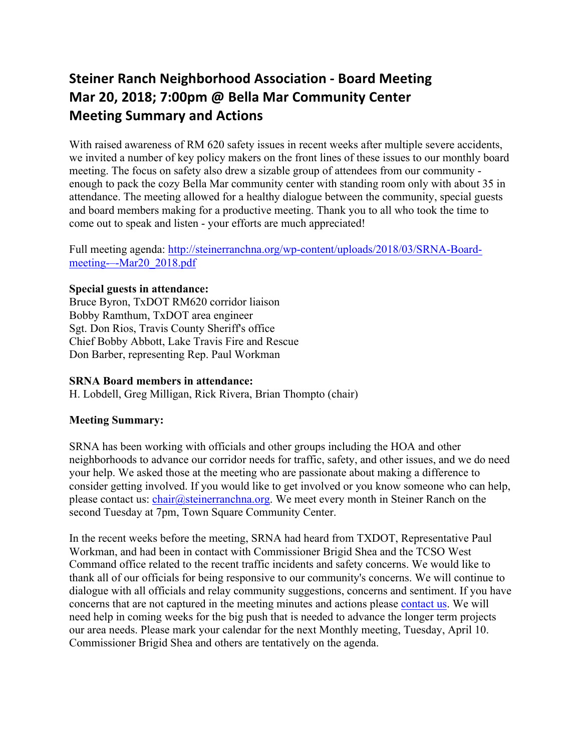# Steiner Ranch Neighborhood Association - Board Meeting
# Mar 20, 2018; 7:00pm @ Bella Mar Community Center
# Meeting Summary and Actions

With raised awareness of RM 620 safety issues in recent weeks after multiple severe accidents, we invited a number of key policy makers on the front lines of these issues to our monthly board meeting. The focus on safety also drew a sizable group of attendees from our community - enough to pack the cozy Bella Mar community center with standing room only with about 35 in attendance. The meeting allowed for a healthy dialogue between the community, special guests and board members making for a productive meeting. Thank you to all who took the time to come out to speak and listen - your efforts are much appreciated!

Full meeting agenda: [http://steinerranchna.org/wp-content/uploads/2018/03/SRNA-Board-meeting-–-Mar20_2018.pdf](http://steinerranchna.org/wp-content/uploads/2018/03/SRNA-Board-meeting-–-Mar20_2018.pdf)

**Special guests in attendance:**
Bruce Byron, TxDOT RM620 corridor liaison
Bobby Ramthum, TxDOT area engineer
Sgt. Don Rios, Travis County Sheriff's office
Chief Bobby Abbott, Lake Travis Fire and Rescue
Don Barber, representing Rep. Paul Workman

**SRNA Board members in attendance:**
H. Lobdell, Greg Milligan, Rick Rivera, Brian Thompto (chair)

**Meeting Summary:**

SRNA has been working with officials and other groups including the HOA and other neighborhoods to advance our corridor needs for traffic, safety, and other issues, and we do need your help. We asked those at the meeting who are passionate about making a difference to consider getting involved. If you would like to get involved or you know someone who can help, please contact us: chair@steinerranchna.org. We meet every month in Steiner Ranch on the second Tuesday at 7pm, Town Square Community Center.

In the recent weeks before the meeting, SRNA had heard from TXDOT, Representative Paul Workman, and had been in contact with Commissioner Brigid Shea and the TCSO West Command office related to the recent traffic incidents and safety concerns. We would like to thank all of our officials for being responsive to our community's concerns. We will continue to dialogue with all officials and relay community suggestions, concerns and sentiment. If you have concerns that are not captured in the meeting minutes and actions please contact us. We will need help in coming weeks for the big push that is needed to advance the longer term projects our area needs. Please mark your calendar for the next Monthly meeting, Tuesday, April 10. Commissioner Brigid Shea and others are tentatively on the agenda.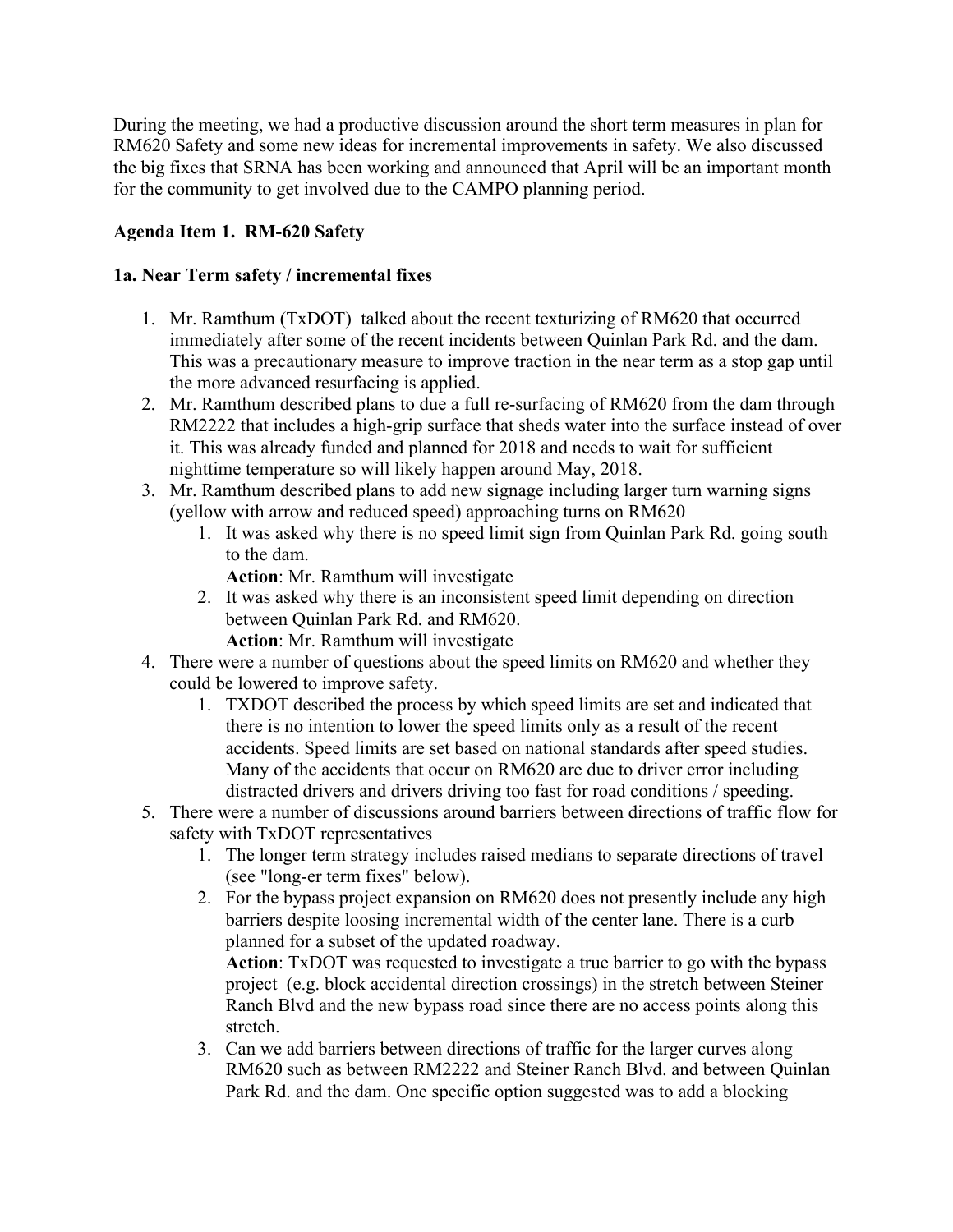During the meeting, we had a productive discussion around the short term measures in plan for RM620 Safety and some new ideas for incremental improvements in safety. We also discussed the big fixes that SRNA has been working and announced that April will be an important month for the community to get involved due to the CAMPO planning period.

**Agenda Item 1. RM-620 Safety**

**1a. Near Term safety / incremental fixes**

1. Mr. Ramthum (TxDOT) talked about the recent texturizing of RM620 that occurred immediately after some of the recent incidents between Quinlan Park Rd. and the dam. This was a precautionary measure to improve traction in the near term as a stop gap until the more advanced resurfacing is applied.
2. Mr. Ramthum described plans to due a full re-surfacing of RM620 from the dam through RM2222 that includes a high-grip surface that sheds water into the surface instead of over it. This was already funded and planned for 2018 and needs to wait for sufficient nighttime temperature so will likely happen around May, 2018.
3. Mr. Ramthum described plans to add new signage including larger turn warning signs (yellow with arrow and reduced speed) approaching turns on RM620
    1. It was asked why there is no speed limit sign from Quinlan Park Rd. going south to the dam.
       **Action**: Mr. Ramthum will investigate
    2. It was asked why there is an inconsistent speed limit depending on direction between Quinlan Park Rd. and RM620.
       **Action**: Mr. Ramthum will investigate
4. There were a number of questions about the speed limits on RM620 and whether they could be lowered to improve safety.
    1. TXDOT described the process by which speed limits are set and indicated that there is no intention to lower the speed limits only as a result of the recent accidents. Speed limits are set based on national standards after speed studies. Many of the accidents that occur on RM620 are due to driver error including distracted drivers and drivers driving too fast for road conditions / speeding.
5. There were a number of discussions around barriers between directions of traffic flow for safety with TxDOT representatives
    1. The longer term strategy includes raised medians to separate directions of travel (see "long-er term fixes" below).
    2. For the bypass project expansion on RM620 does not presently include any high barriers despite loosing incremental width of the center lane. There is a curb planned for a subset of the updated roadway.
       **Action**: TxDOT was requested to investigate a true barrier to go with the bypass project (e.g. block accidental direction crossings) in the stretch between Steiner Ranch Blvd and the new bypass road since there are no access points along this stretch.
    3. Can we add barriers between directions of traffic for the larger curves along RM620 such as between RM2222 and Steiner Ranch Blvd. and between Quinlan Park Rd. and the dam. One specific option suggested was to add a blocking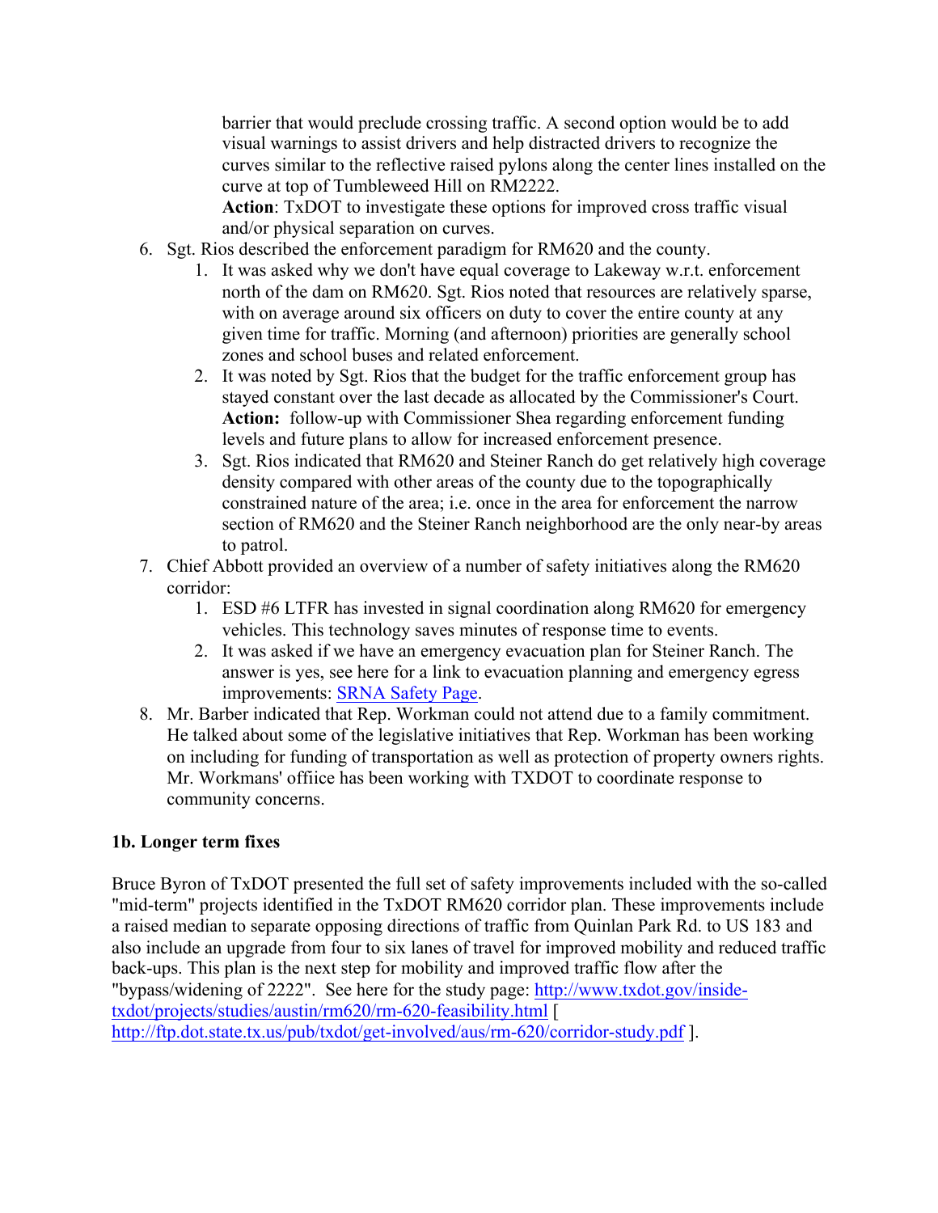barrier that would preclude crossing traffic. A second option would be to add visual warnings to assist drivers and help distracted drivers to recognize the curves similar to the reflective raised pylons along the center lines installed on the curve at top of Tumbleweed Hill on RM2222.
**Action**: TxDOT to investigate these options for improved cross traffic visual and/or physical separation on curves.

6. Sgt. Rios described the enforcement paradigm for RM620 and the county.
    1. It was asked why we don't have equal coverage to Lakeway w.r.t. enforcement north of the dam on RM620. Sgt. Rios noted that resources are relatively sparse, with on average around six officers on duty to cover the entire county at any given time for traffic. Morning (and afternoon) priorities are generally school zones and school buses and related enforcement.
    2. It was noted by Sgt. Rios that the budget for the traffic enforcement group has stayed constant over the last decade as allocated by the Commissioner's Court.
    **Action:** follow-up with Commissioner Shea regarding enforcement funding levels and future plans to allow for increased enforcement presence.
    3. Sgt. Rios indicated that RM620 and Steiner Ranch do get relatively high coverage density compared with other areas of the county due to the topographically constrained nature of the area; i.e. once in the area for enforcement the narrow section of RM620 and the Steiner Ranch neighborhood are the only near-by areas to patrol.
7. Chief Abbott provided an overview of a number of safety initiatives along the RM620 corridor:
    1. ESD #6 LTFR has invested in signal coordination along RM620 for emergency vehicles. This technology saves minutes of response time to events.
    2. It was asked if we have an emergency evacuation plan for Steiner Ranch. The answer is yes, see here for a link to evacuation planning and emergency egress improvements: SRNA Safety Page.
8. Mr. Barber indicated that Rep. Workman could not attend due to a family commitment. He talked about some of the legislative initiatives that Rep. Workman has been working on including for funding of transportation as well as protection of property owners rights. Mr. Workmans' offiice has been working with TXDOT to coordinate response to community concerns.

**1b. Longer term fixes**

Bruce Byron of TxDOT presented the full set of safety improvements included with the so-called "mid-term" projects identified in the TxDOT RM620 corridor plan. These improvements include a raised median to separate opposing directions of traffic from Quinlan Park Rd. to US 183 and also include an upgrade from four to six lanes of travel for improved mobility and reduced traffic back-ups. This plan is the next step for mobility and improved traffic flow after the "bypass/widening of 2222". See here for the study page: http://www.txdot.gov/inside-txdot/projects/studies/austin/rm620/rm-620-feasibility.html [ http://ftp.dot.state.tx.us/pub/txdot/get-involved/aus/rm-620/corridor-study.pdf ].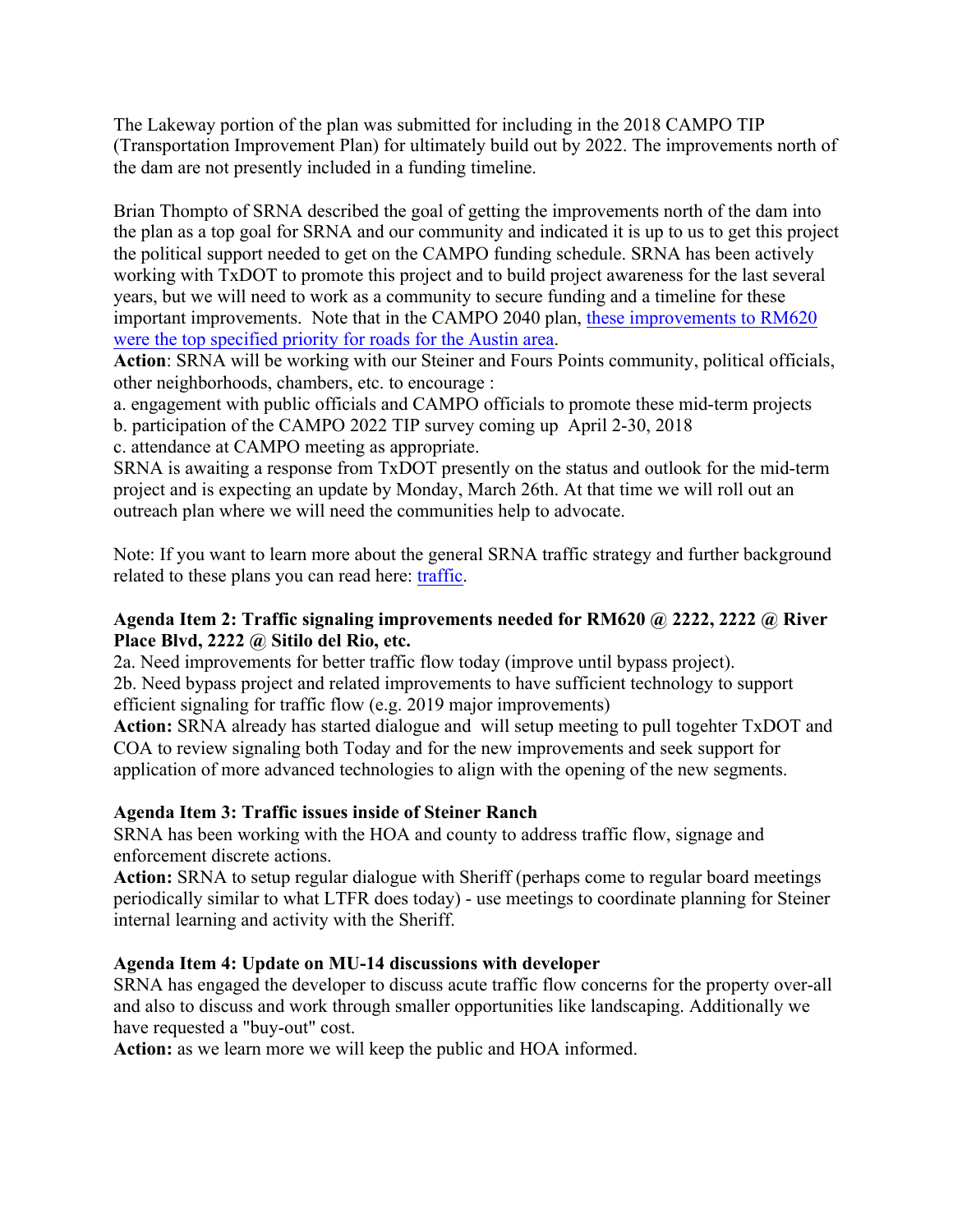The Lakeway portion of the plan was submitted for including in the 2018 CAMPO TIP (Transportation Improvement Plan) for ultimately build out by 2022. The improvements north of the dam are not presently included in a funding timeline.

Brian Thompto of SRNA described the goal of getting the improvements north of the dam into the plan as a top goal for SRNA and our community and indicated it is up to us to get this project the political support needed to get on the CAMPO funding schedule. SRNA has been actively working with TxDOT to promote this project and to build project awareness for the last several years, but we will need to work as a community to secure funding and a timeline for these important improvements. Note that in the CAMPO 2040 plan, these improvements to RM620 were the top specified priority for roads for the Austin area.

**Action**: SRNA will be working with our Steiner and Fours Points community, political officials, other neighborhoods, chambers, etc. to encourage :

a. engagement with public officials and CAMPO officials to promote these mid-term projects
b. participation of the CAMPO 2022 TIP survey coming up April 2-30, 2018
c. attendance at CAMPO meeting as appropriate.

SRNA is awaiting a response from TxDOT presently on the status and outlook for the mid-term project and is expecting an update by Monday, March 26th. At that time we will roll out an outreach plan where we will need the communities help to advocate.

Note: If you want to learn more about the general SRNA traffic strategy and further background related to these plans you can read here: traffic.

**Agenda Item 2: Traffic signaling improvements needed for RM620 @ 2222, 2222 @ River Place Blvd, 2222 @ Sitilo del Rio, etc.**

2a. Need improvements for better traffic flow today (improve until bypass project).
2b. Need bypass project and related improvements to have sufficient technology to support efficient signaling for traffic flow (e.g. 2019 major improvements)

**Action:** SRNA already has started dialogue and will setup meeting to pull togehter TxDOT and COA to review signaling both Today and for the new improvements and seek support for application of more advanced technologies to align with the opening of the new segments.

**Agenda Item 3: Traffic issues inside of Steiner Ranch**

SRNA has been working with the HOA and county to address traffic flow, signage and enforcement discrete actions.

**Action:** SRNA to setup regular dialogue with Sheriff (perhaps come to regular board meetings periodically similar to what LTFR does today) - use meetings to coordinate planning for Steiner internal learning and activity with the Sheriff.

**Agenda Item 4: Update on MU-14 discussions with developer**

SRNA has engaged the developer to discuss acute traffic flow concerns for the property over-all and also to discuss and work through smaller opportunities like landscaping. Additionally we have requested a "buy-out" cost.

**Action:** as we learn more we will keep the public and HOA informed.